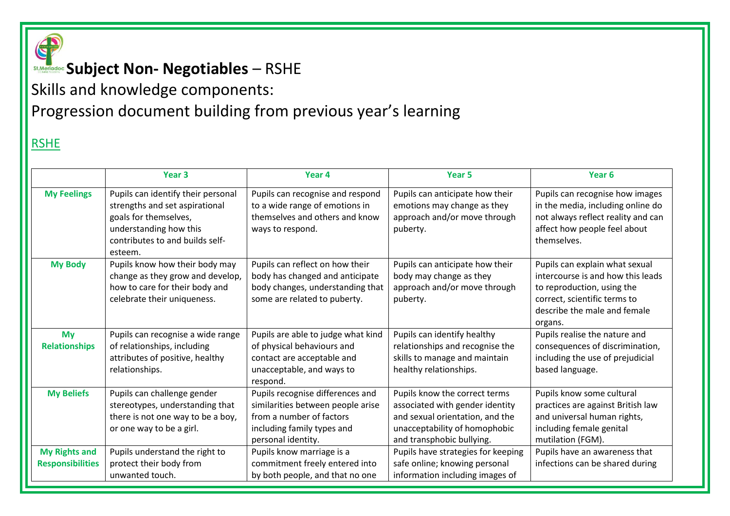# **Subject Non- Negotiables** – RSHE

Skills and knowledge components:

Progression document building from previous year's learning

RSHE

| | Year 3 | Year 4 | Year 5 | Year 6 |
|---|---|---|---|---|
| **My Feelings** | Pupils can identify their personal strengths and set aspirational goals for themselves, understanding how this contributes to and builds self-esteem. | Pupils can recognise and respond to a wide range of emotions in themselves and others and know ways to respond. | Pupils can anticipate how their emotions may change as they approach and/or move through puberty. | Pupils can recognise how images in the media, including online do not always reflect reality and can affect how people feel about themselves. |
| **My Body** | Pupils know how their body may change as they grow and develop, how to care for their body and celebrate their uniqueness. | Pupils can reflect on how their body has changed and anticipate body changes, understanding that some are related to puberty. | Pupils can anticipate how their body may change as they approach and/or move through puberty. | Pupils can explain what sexual intercourse is and how this leads to reproduction, using the correct, scientific terms to describe the male and female organs. |
| **My Relationships** | Pupils can recognise a wide range of relationships, including attributes of positive, healthy relationships. | Pupils are able to judge what kind of physical behaviours and contact are acceptable and unacceptable, and ways to respond. | Pupils can identify healthy relationships and recognise the skills to manage and maintain healthy relationships. | Pupils realise the nature and consequences of discrimination, including the use of prejudicial based language. |
| **My Beliefs** | Pupils can challenge gender stereotypes, understanding that there is not one way to be a boy, or one way to be a girl. | Pupils recognise differences and similarities between people arise from a number of factors including family types and personal identity. | Pupils know the correct terms associated with gender identity and sexual orientation, and the unacceptability of homophobic and transphobic bullying. | Pupils know some cultural practices are against British law and universal human rights, including female genital mutilation (FGM). |
| **My Rights and Responsibilities** | Pupils understand the right to protect their body from unwanted touch. | Pupils know marriage is a commitment freely entered into by both people, and that no one | Pupils have strategies for keeping safe online; knowing personal information including images of | Pupils have an awareness that infections can be shared during |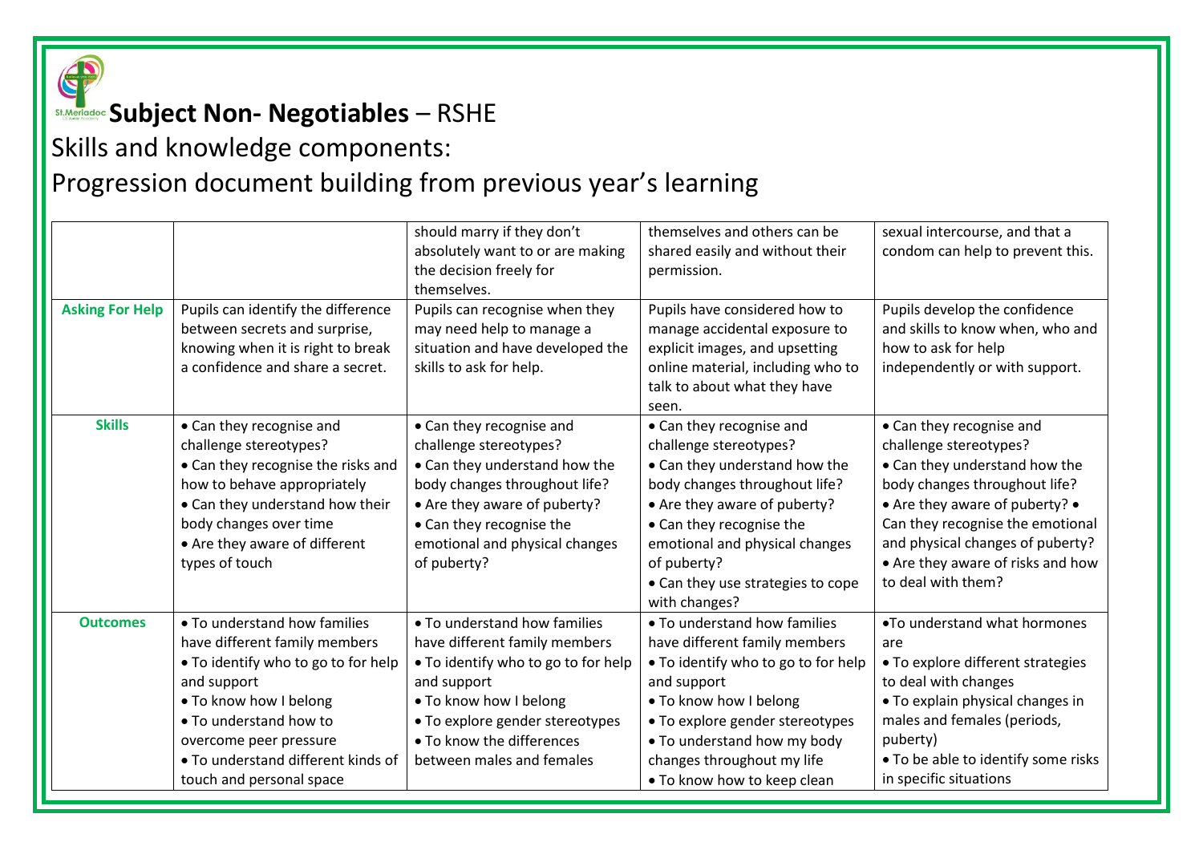# Subject Non- Negotiables – RSHE

## Skills and knowledge components:

## Progression document building from previous year's learning

| | | | | |
|---|---|---|---|---|
| | | should marry if they don't absolutely want to or are making the decision freely for themselves. | themselves and others can be shared easily and without their permission. | sexual intercourse, and that a condom can help to prevent this. |
| **Asking For Help** | Pupils can identify the difference between secrets and surprise, knowing when it is right to break a confidence and share a secret. | Pupils can recognise when they may need help to manage a situation and have developed the skills to ask for help. | Pupils have considered how to manage accidental exposure to explicit images, and upsetting online material, including who to talk to about what they have seen. | Pupils develop the confidence and skills to know when, who and how to ask for help independently or with support. |
| **Skills** | • Can they recognise and challenge stereotypes?<br>• Can they recognise the risks and how to behave appropriately<br>• Can they understand how their body changes over time<br>• Are they aware of different types of touch | • Can they recognise and challenge stereotypes?<br>• Can they understand how the body changes throughout life?<br>• Are they aware of puberty?<br>• Can they recognise the emotional and physical changes of puberty? | • Can they recognise and challenge stereotypes?<br>• Can they understand how the body changes throughout life?<br>• Are they aware of puberty?<br>• Can they recognise the emotional and physical changes of puberty?<br>• Can they use strategies to cope with changes? | • Can they recognise and challenge stereotypes?<br>• Can they understand how the body changes throughout life?<br>• Are they aware of puberty? • Can they recognise the emotional and physical changes of puberty?<br>• Are they aware of risks and how to deal with them? |
| **Outcomes** | • To understand how families have different family members<br>• To identify who to go to for help and support<br>• To know how I belong<br>• To understand how to overcome peer pressure<br>• To understand different kinds of touch and personal space | • To understand how families have different family members<br>• To identify who to go to for help and support<br>• To know how I belong<br>• To explore gender stereotypes<br>• To know the differences between males and females | • To understand how families have different family members<br>• To identify who to go to for help and support<br>• To know how I belong<br>• To explore gender stereotypes<br>• To understand how my body changes throughout my life<br>• To know how to keep clean | •To understand what hormones are<br>• To explore different strategies to deal with changes<br>• To explain physical changes in males and females (periods, puberty)<br>• To be able to identify some risks in specific situations |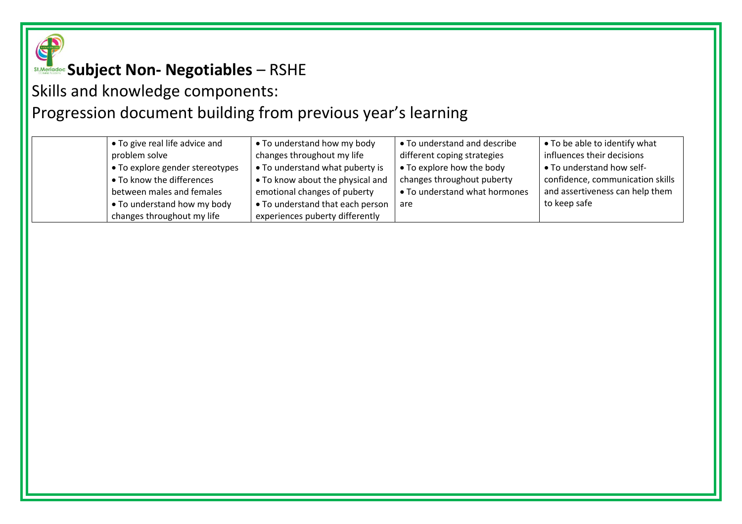St.Meriadoc **Subject Non- Negotiables** – RSHE

Skills and knowledge components:

Progression document building from previous year's learning

| | | | | |
|---|---|---|---|---|
| | • To give real life advice and problem solve<br>• To explore gender stereotypes<br>• To know the differences between males and females<br>• To understand how my body changes throughout my life | • To understand how my body changes throughout my life<br>• To understand what puberty is<br>• To know about the physical and emotional changes of puberty<br>• To understand that each person experiences puberty differently | • To understand and describe different coping strategies<br>• To explore how the body changes throughout puberty<br>• To understand what hormones are | • To be able to identify what influences their decisions<br>• To understand how self-confidence, communication skills and assertiveness can help them to keep safe |